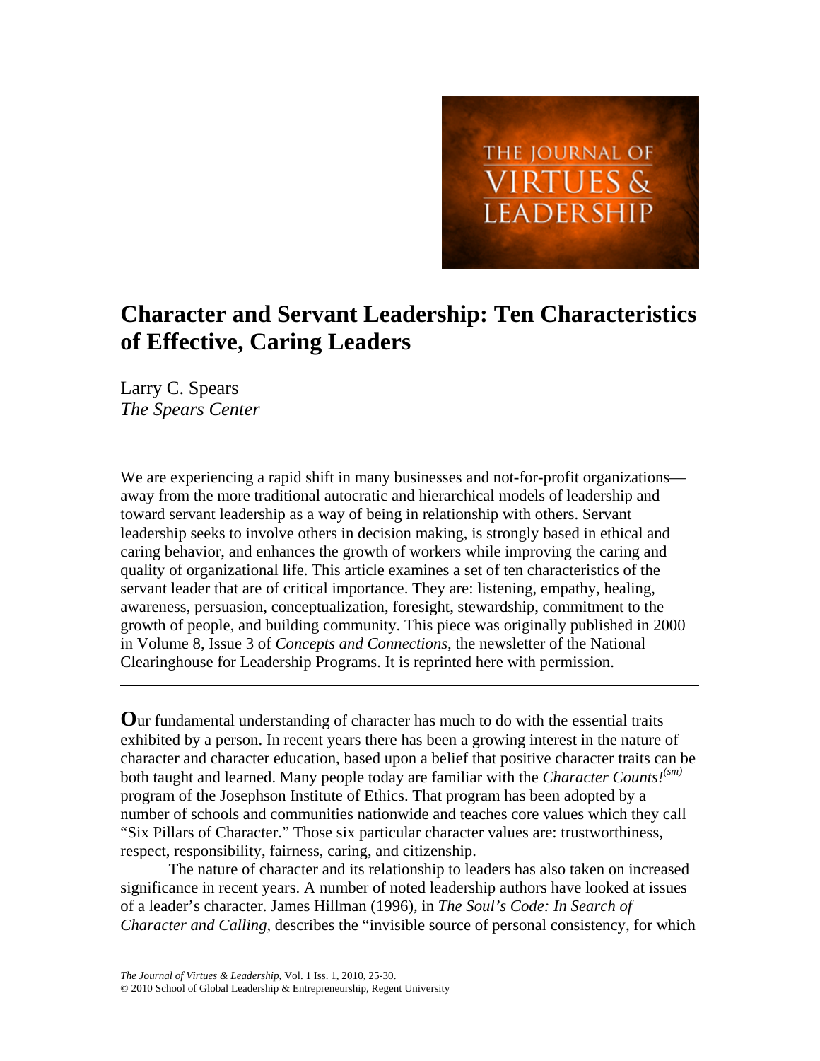# Character and Servant Leadership: Ten Characteristics of Effective, Caring Leaders

Larry C. Spears
*The Spears Center*

---

We are experiencing a rapid shift in many businesses and not-for-profit organizations—away from the more traditional autocratic and hierarchical models of leadership and toward servant leadership as a way of being in relationship with others. Servant leadership seeks to involve others in decision making, is strongly based in ethical and caring behavior, and enhances the growth of workers while improving the caring and quality of organizational life. This article examines a set of ten characteristics of the servant leader that are of critical importance. They are: listening, empathy, healing, awareness, persuasion, conceptualization, foresight, stewardship, commitment to the growth of people, and building community. This piece was originally published in 2000 in Volume 8, Issue 3 of *Concepts and Connections,* the newsletter of the National Clearinghouse for Leadership Programs. It is reprinted here with permission.

---

**O**ur fundamental understanding of character has much to do with the essential traits exhibited by a person. In recent years there has been a growing interest in the nature of character and character education, based upon a belief that positive character traits can be both taught and learned. Many people today are familiar with the *Character Counts!*[(sm)] program of the Josephson Institute of Ethics. That program has been adopted by a number of schools and communities nationwide and teaches core values which they call "Six Pillars of Character." Those six particular character values are: trustworthiness, respect, responsibility, fairness, caring, and citizenship.

The nature of character and its relationship to leaders has also taken on increased significance in recent years. A number of noted leadership authors have looked at issues of a leader's character. James Hillman (1996), in *The Soul's Code: In Search of Character and Calling,* describes the "invisible source of personal consistency, for which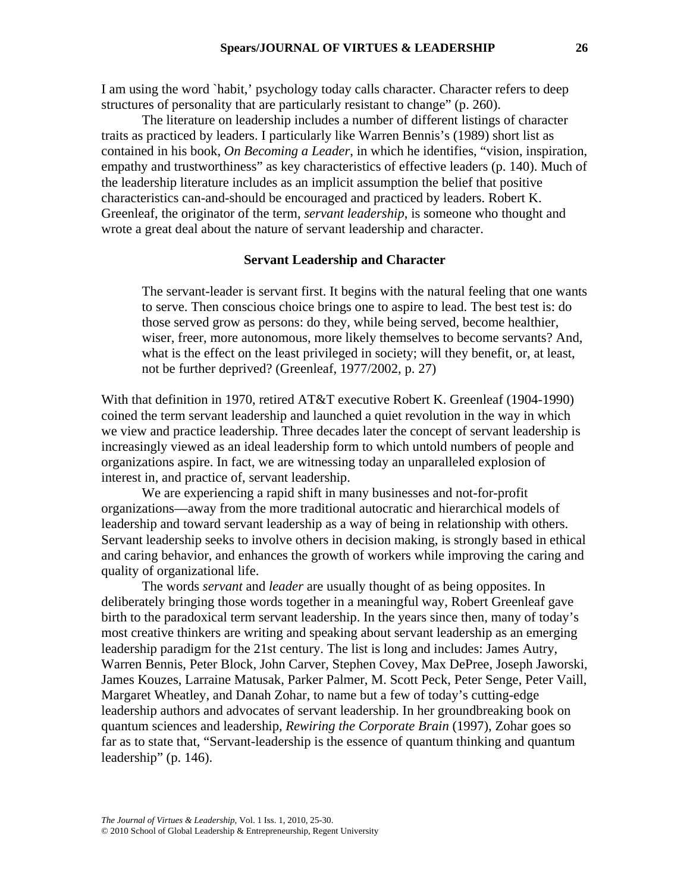I am using the word `habit,' psychology today calls character. Character refers to deep structures of personality that are particularly resistant to change" (p. 260).

The literature on leadership includes a number of different listings of character traits as practiced by leaders. I particularly like Warren Bennis's (1989) short list as contained in his book, *On Becoming a Leader*, in which he identifies, "vision, inspiration, empathy and trustworthiness" as key characteristics of effective leaders (p. 140). Much of the leadership literature includes as an implicit assumption the belief that positive characteristics can-and-should be encouraged and practiced by leaders. Robert K. Greenleaf, the originator of the term, *servant leadership*, is someone who thought and wrote a great deal about the nature of servant leadership and character.

## Servant Leadership and Character

> The servant-leader is servant first. It begins with the natural feeling that one wants to serve. Then conscious choice brings one to aspire to lead. The best test is: do those served grow as persons: do they, while being served, become healthier, wiser, freer, more autonomous, more likely themselves to become servants? And, what is the effect on the least privileged in society; will they benefit, or, at least, not be further deprived? (Greenleaf, 1977/2002, p. 27)

With that definition in 1970, retired AT&T executive Robert K. Greenleaf (1904-1990) coined the term servant leadership and launched a quiet revolution in the way in which we view and practice leadership. Three decades later the concept of servant leadership is increasingly viewed as an ideal leadership form to which untold numbers of people and organizations aspire. In fact, we are witnessing today an unparalleled explosion of interest in, and practice of, servant leadership.

We are experiencing a rapid shift in many businesses and not-for-profit organizations—away from the more traditional autocratic and hierarchical models of leadership and toward servant leadership as a way of being in relationship with others. Servant leadership seeks to involve others in decision making, is strongly based in ethical and caring behavior, and enhances the growth of workers while improving the caring and quality of organizational life.

The words *servant* and *leader* are usually thought of as being opposites. In deliberately bringing those words together in a meaningful way, Robert Greenleaf gave birth to the paradoxical term servant leadership. In the years since then, many of today's most creative thinkers are writing and speaking about servant leadership as an emerging leadership paradigm for the 21st century. The list is long and includes: James Autry, Warren Bennis, Peter Block, John Carver, Stephen Covey, Max DePree, Joseph Jaworski, James Kouzes, Larraine Matusak, Parker Palmer, M. Scott Peck, Peter Senge, Peter Vaill, Margaret Wheatley, and Danah Zohar, to name but a few of today's cutting-edge leadership authors and advocates of servant leadership. In her groundbreaking book on quantum sciences and leadership, *Rewiring the Corporate Brain* (1997), Zohar goes so far as to state that, "Servant-leadership is the essence of quantum thinking and quantum leadership" (p. 146).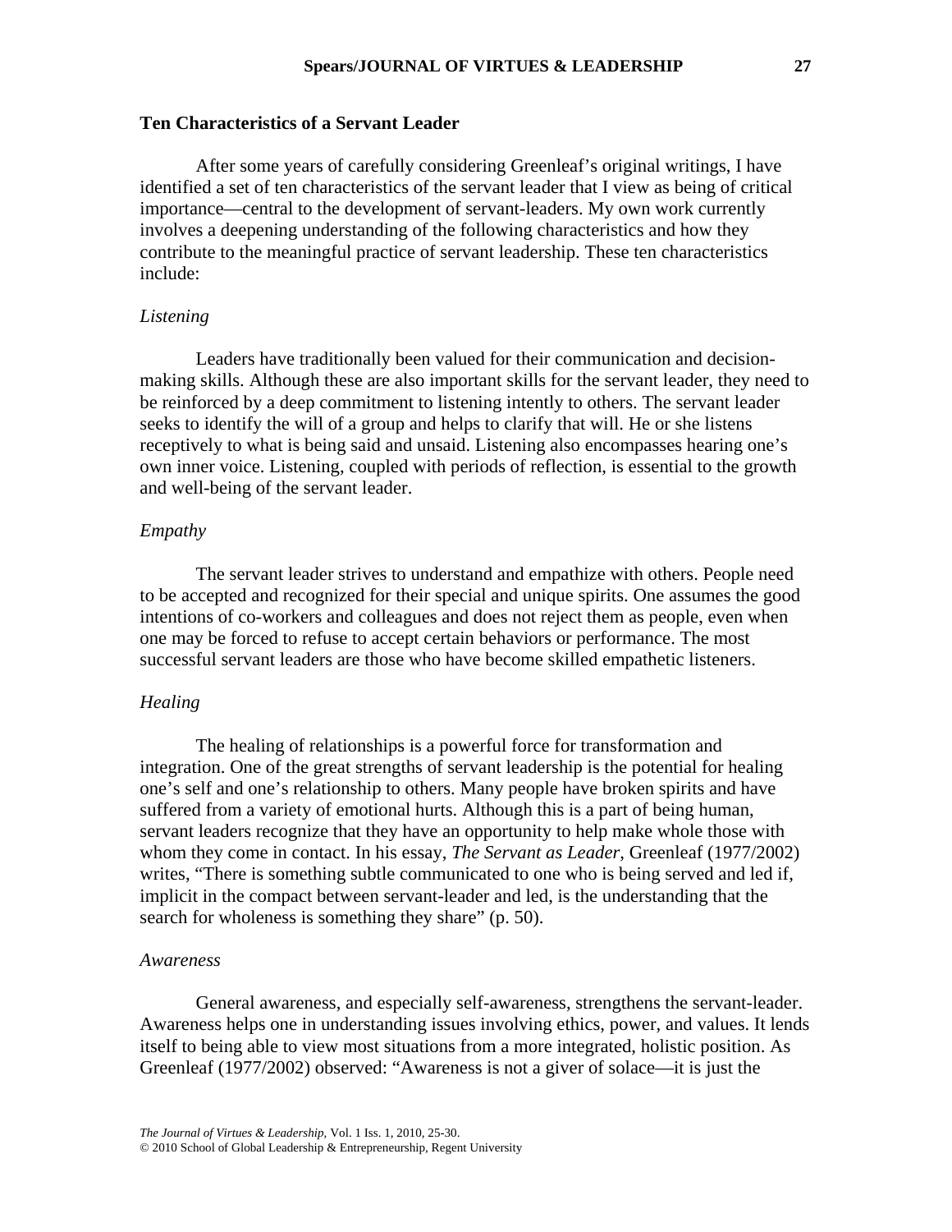## Ten Characteristics of a Servant Leader

After some years of carefully considering Greenleaf's original writings, I have identified a set of ten characteristics of the servant leader that I view as being of critical importance—central to the development of servant-leaders. My own work currently involves a deepening understanding of the following characteristics and how they contribute to the meaningful practice of servant leadership. These ten characteristics include:

### *Listening*

Leaders have traditionally been valued for their communication and decision-making skills. Although these are also important skills for the servant leader, they need to be reinforced by a deep commitment to listening intently to others. The servant leader seeks to identify the will of a group and helps to clarify that will. He or she listens receptively to what is being said and unsaid. Listening also encompasses hearing one's own inner voice. Listening, coupled with periods of reflection, is essential to the growth and well-being of the servant leader.

### *Empathy*

The servant leader strives to understand and empathize with others. People need to be accepted and recognized for their special and unique spirits. One assumes the good intentions of co-workers and colleagues and does not reject them as people, even when one may be forced to refuse to accept certain behaviors or performance. The most successful servant leaders are those who have become skilled empathetic listeners.

### *Healing*

The healing of relationships is a powerful force for transformation and integration. One of the great strengths of servant leadership is the potential for healing one's self and one's relationship to others. Many people have broken spirits and have suffered from a variety of emotional hurts. Although this is a part of being human, servant leaders recognize that they have an opportunity to help make whole those with whom they come in contact. In his essay, *The Servant as Leader*, Greenleaf (1977/2002) writes, "There is something subtle communicated to one who is being served and led if, implicit in the compact between servant-leader and led, is the understanding that the search for wholeness is something they share" (p. 50).

### *Awareness*

General awareness, and especially self-awareness, strengthens the servant-leader. Awareness helps one in understanding issues involving ethics, power, and values. It lends itself to being able to view most situations from a more integrated, holistic position. As Greenleaf (1977/2002) observed: "Awareness is not a giver of solace—it is just the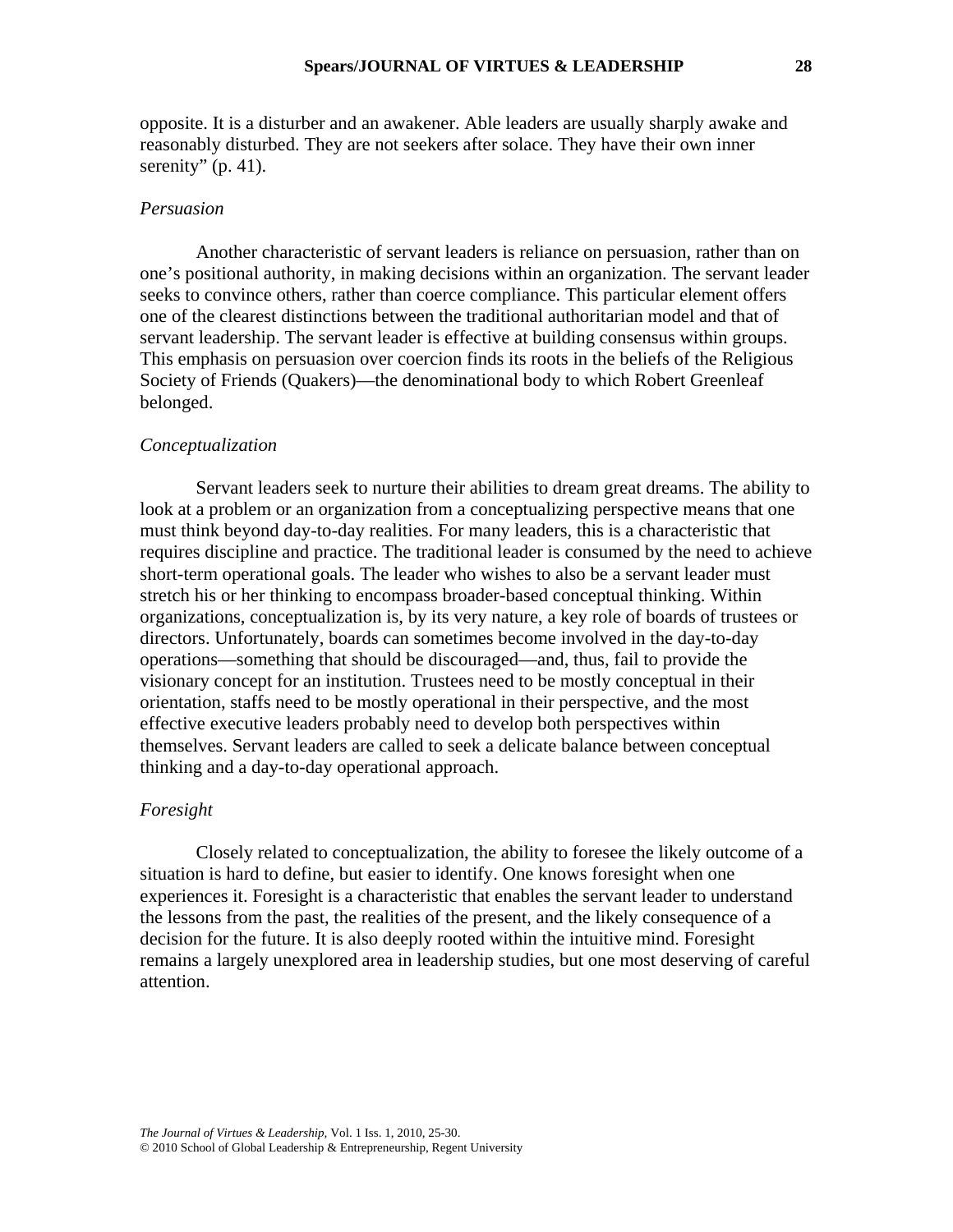opposite. It is a disturber and an awakener. Able leaders are usually sharply awake and reasonably disturbed. They are not seekers after solace. They have their own inner serenity" (p. 41).

### *Persuasion*

Another characteristic of servant leaders is reliance on persuasion, rather than on one's positional authority, in making decisions within an organization. The servant leader seeks to convince others, rather than coerce compliance. This particular element offers one of the clearest distinctions between the traditional authoritarian model and that of servant leadership. The servant leader is effective at building consensus within groups. This emphasis on persuasion over coercion finds its roots in the beliefs of the Religious Society of Friends (Quakers)—the denominational body to which Robert Greenleaf belonged.

### *Conceptualization*

Servant leaders seek to nurture their abilities to dream great dreams. The ability to look at a problem or an organization from a conceptualizing perspective means that one must think beyond day-to-day realities. For many leaders, this is a characteristic that requires discipline and practice. The traditional leader is consumed by the need to achieve short-term operational goals. The leader who wishes to also be a servant leader must stretch his or her thinking to encompass broader-based conceptual thinking. Within organizations, conceptualization is, by its very nature, a key role of boards of trustees or directors. Unfortunately, boards can sometimes become involved in the day-to-day operations—something that should be discouraged—and, thus, fail to provide the visionary concept for an institution. Trustees need to be mostly conceptual in their orientation, staffs need to be mostly operational in their perspective, and the most effective executive leaders probably need to develop both perspectives within themselves. Servant leaders are called to seek a delicate balance between conceptual thinking and a day-to-day operational approach.

### *Foresight*

Closely related to conceptualization, the ability to foresee the likely outcome of a situation is hard to define, but easier to identify. One knows foresight when one experiences it. Foresight is a characteristic that enables the servant leader to understand the lessons from the past, the realities of the present, and the likely consequence of a decision for the future. It is also deeply rooted within the intuitive mind. Foresight remains a largely unexplored area in leadership studies, but one most deserving of careful attention.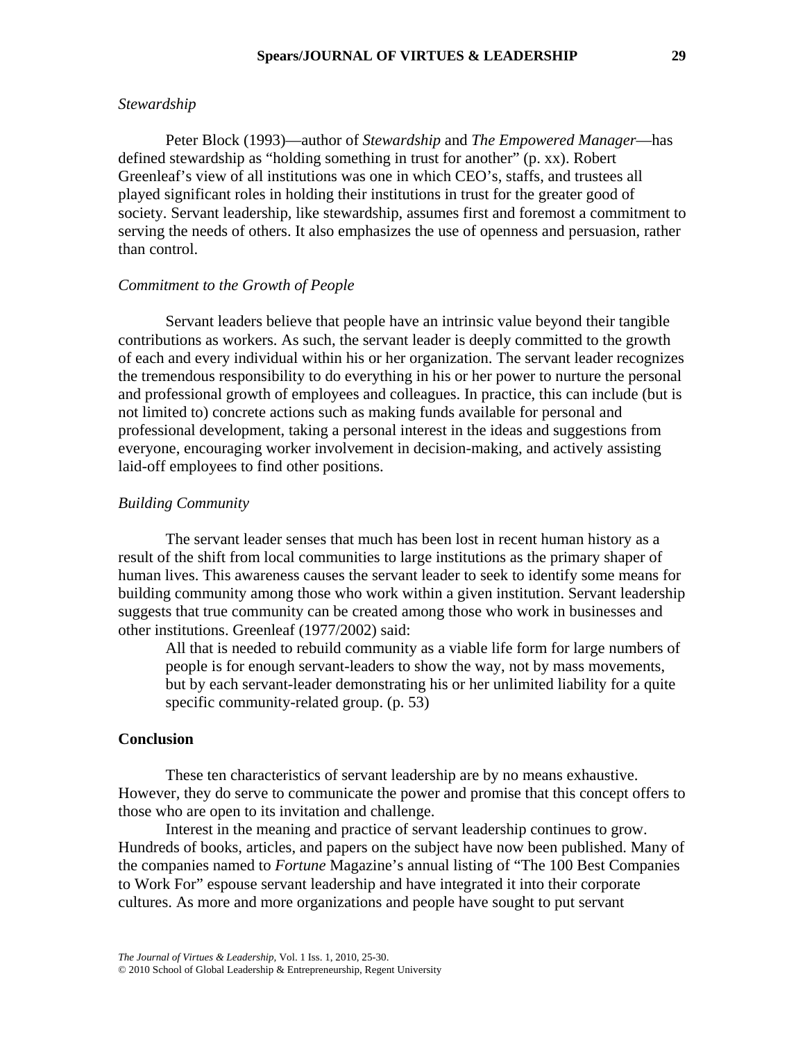*Stewardship*

Peter Block (1993)—author of *Stewardship* and *The Empowered Manager*—has defined stewardship as "holding something in trust for another" (p. xx). Robert Greenleaf's view of all institutions was one in which CEO's, staffs, and trustees all played significant roles in holding their institutions in trust for the greater good of society. Servant leadership, like stewardship, assumes first and foremost a commitment to serving the needs of others. It also emphasizes the use of openness and persuasion, rather than control.

*Commitment to the Growth of People*

Servant leaders believe that people have an intrinsic value beyond their tangible contributions as workers. As such, the servant leader is deeply committed to the growth of each and every individual within his or her organization. The servant leader recognizes the tremendous responsibility to do everything in his or her power to nurture the personal and professional growth of employees and colleagues. In practice, this can include (but is not limited to) concrete actions such as making funds available for personal and professional development, taking a personal interest in the ideas and suggestions from everyone, encouraging worker involvement in decision-making, and actively assisting laid-off employees to find other positions.

*Building Community*

The servant leader senses that much has been lost in recent human history as a result of the shift from local communities to large institutions as the primary shaper of human lives. This awareness causes the servant leader to seek to identify some means for building community among those who work within a given institution. Servant leadership suggests that true community can be created among those who work in businesses and other institutions. Greenleaf (1977/2002) said:

> All that is needed to rebuild community as a viable life form for large numbers of people is for enough servant-leaders to show the way, not by mass movements, but by each servant-leader demonstrating his or her unlimited liability for a quite specific community-related group. (p. 53)

## Conclusion

These ten characteristics of servant leadership are by no means exhaustive. However, they do serve to communicate the power and promise that this concept offers to those who are open to its invitation and challenge.

Interest in the meaning and practice of servant leadership continues to grow. Hundreds of books, articles, and papers on the subject have now been published. Many of the companies named to *Fortune* Magazine's annual listing of "The 100 Best Companies to Work For" espouse servant leadership and have integrated it into their corporate cultures. As more and more organizations and people have sought to put servant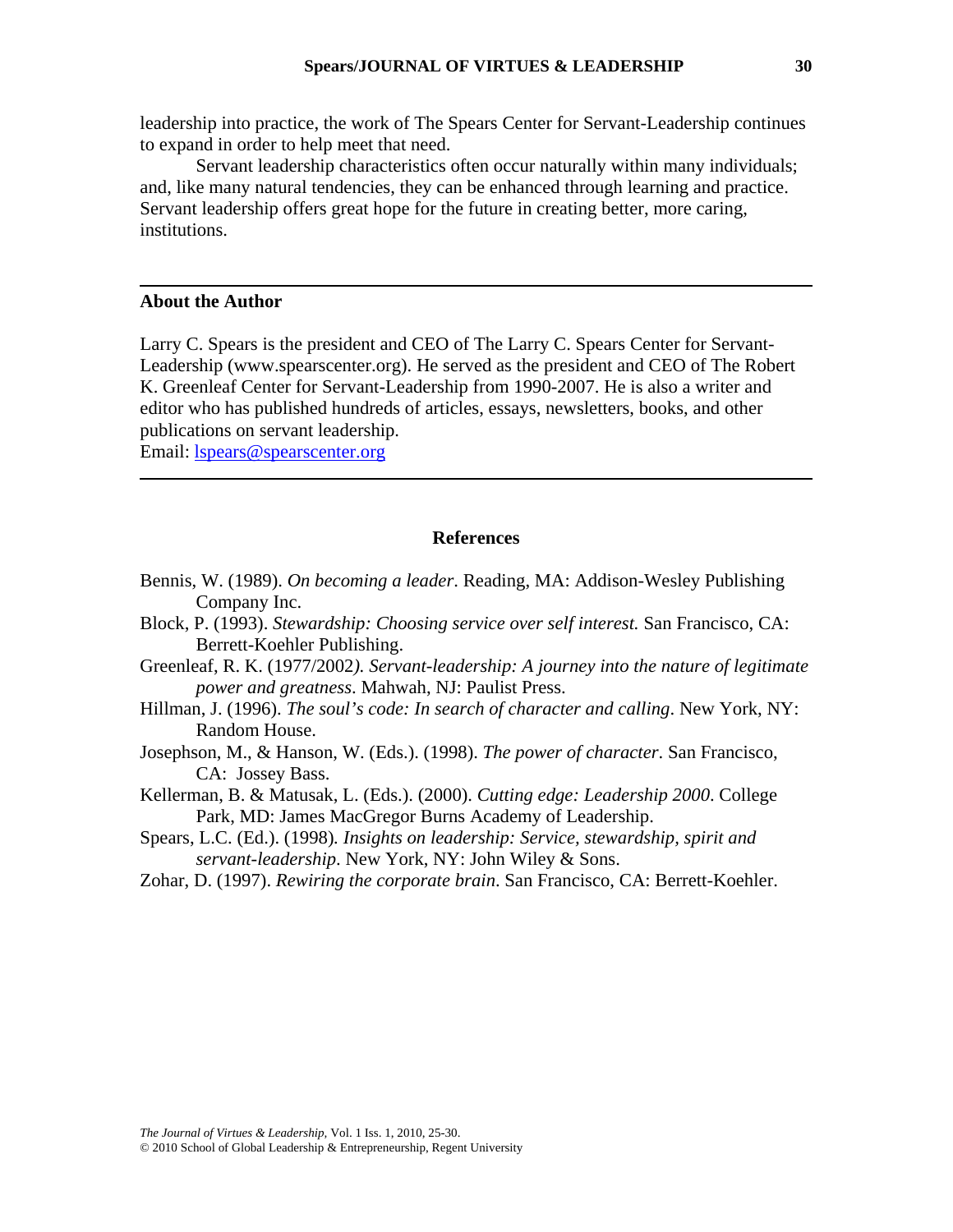leadership into practice, the work of The Spears Center for Servant-Leadership continues to expand in order to help meet that need.

Servant leadership characteristics often occur naturally within many individuals; and, like many natural tendencies, they can be enhanced through learning and practice. Servant leadership offers great hope for the future in creating better, more caring, institutions.

---

**About the Author**

Larry C. Spears is the president and CEO of The Larry C. Spears Center for Servant-Leadership (www.spearscenter.org). He served as the president and CEO of The Robert K. Greenleaf Center for Servant-Leadership from 1990-2007. He is also a writer and editor who has published hundreds of articles, essays, newsletters, books, and other publications on servant leadership.
Email: lspears@spearscenter.org

---

## References

Bennis, W. (1989). *On becoming a leader*. Reading, MA: Addison-Wesley Publishing Company Inc.

Block, P. (1993). *Stewardship: Choosing service over self interest.* San Francisco, CA: Berrett-Koehler Publishing.

Greenleaf, R. K. (1977/2002). *Servant-leadership: A journey into the nature of legitimate power and greatness*. Mahwah, NJ: Paulist Press.

Hillman, J. (1996). *The soul's code: In search of character and calling*. New York, NY: Random House.

Josephson, M., & Hanson, W. (Eds.). (1998). *The power of character*. San Francisco, CA: Jossey Bass.

Kellerman, B. & Matusak, L. (Eds.). (2000). *Cutting edge: Leadership 2000*. College Park, MD: James MacGregor Burns Academy of Leadership.

Spears, L.C. (Ed.). (1998). *Insights on leadership: Service, stewardship, spirit and servant-leadership*. New York, NY: John Wiley & Sons.

Zohar, D. (1997). *Rewiring the corporate brain*. San Francisco, CA: Berrett-Koehler.